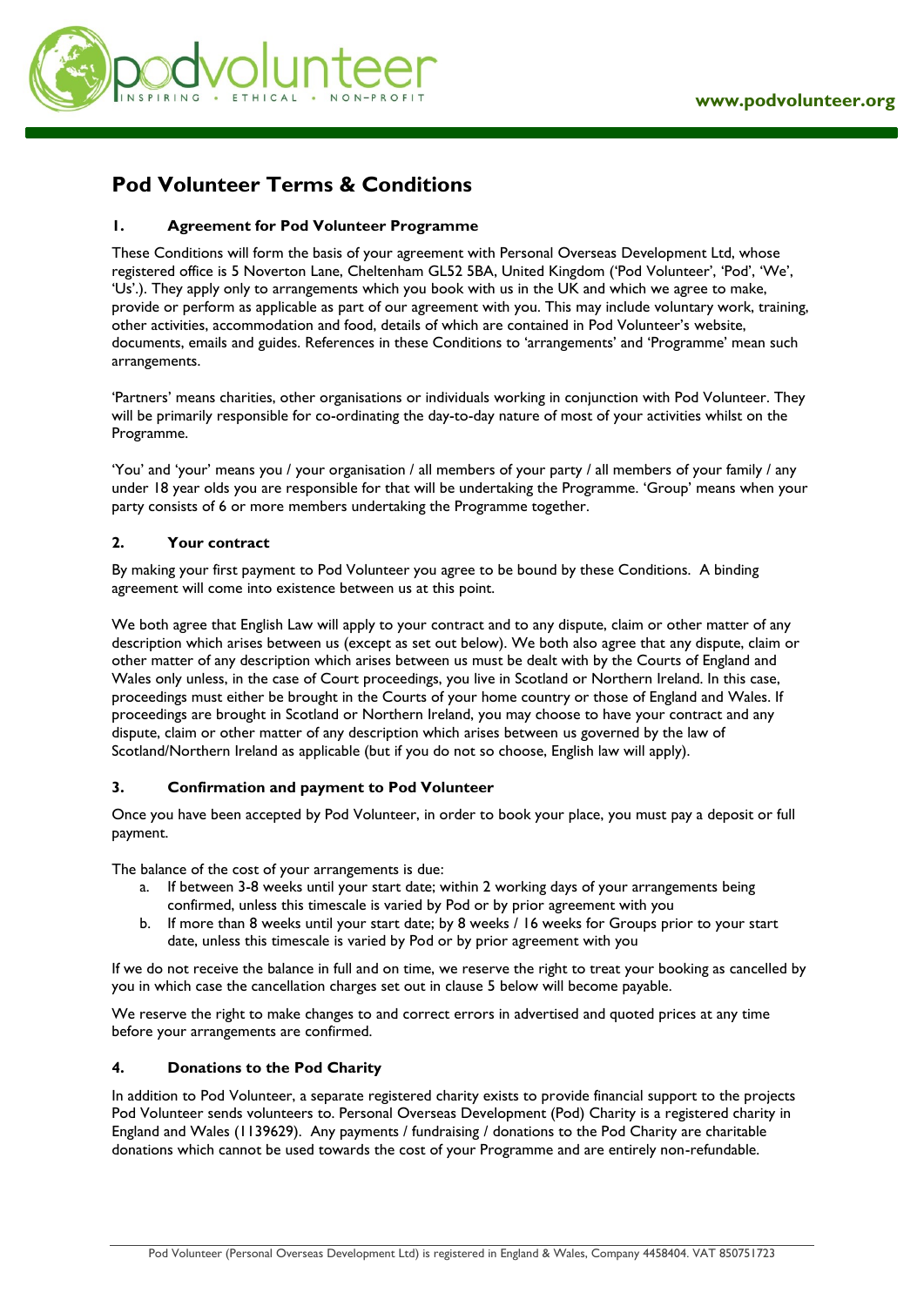# Pod Volunteer Terms & Conditions

## 1. Agreement for Pod Volunteer Programme

These Conditions will form the basis of your agreement with Personal Overseas Development Ltd, whose registered office is 5 Noverton Lane, Cheltenham GL52 5BA, United Kingdom ('Pod Volunteer', 'Pod', 'We', 'Us'.). They apply only to arrangements which you book with us in the UK and which we agree to make, provide or perform as applicable as part of our agreement with you. This may include voluntary work, training, other activities, accommodation and food, details of which are contained in Pod Volunteer's website, documents, emails and guides. References in these Conditions to 'arrangements' and 'Programme' mean such arrangements.

'Partners' means charities, other organisations or individuals working in conjunction with Pod Volunteer. They will be primarily responsible for co-ordinating the day-to-day nature of most of your activities whilst on the Programme.

'You' and 'your' means you / your organisation / all members of your party / all members of your family / any under 18 year olds you are responsible for that will be undertaking the Programme. 'Group' means when your party consists of 6 or more members undertaking the Programme together.

## 2. Your contract

By making your first payment to Pod Volunteer you agree to be bound by these Conditions. A binding agreement will come into existence between us at this point.

We both agree that English Law will apply to your contract and to any dispute, claim or other matter of any description which arises between us (except as set out below). We both also agree that any dispute, claim or other matter of any description which arises between us must be dealt with by the Courts of England and Wales only unless, in the case of Court proceedings, you live in Scotland or Northern Ireland. In this case, proceedings must either be brought in the Courts of your home country or those of England and Wales. If proceedings are brought in Scotland or Northern Ireland, you may choose to have your contract and any dispute, claim or other matter of any description which arises between us governed by the law of Scotland/Northern Ireland as applicable (but if you do not so choose, English law will apply).

## 3. Confirmation and payment to Pod Volunteer

Once you have been accepted by Pod Volunteer, in order to book your place, you must pay a deposit or full payment.

The balance of the cost of your arrangements is due:

a. If between 3-8 weeks until your start date; within 2 working days of your arrangements being confirmed, unless this timescale is varied by Pod or by prior agreement with you
b. If more than 8 weeks until your start date; by 8 weeks / 16 weeks for Groups prior to your start date, unless this timescale is varied by Pod or by prior agreement with you

If we do not receive the balance in full and on time, we reserve the right to treat your booking as cancelled by you in which case the cancellation charges set out in clause 5 below will become payable.

We reserve the right to make changes to and correct errors in advertised and quoted prices at any time before your arrangements are confirmed.

## 4. Donations to the Pod Charity

In addition to Pod Volunteer, a separate registered charity exists to provide financial support to the projects Pod Volunteer sends volunteers to. Personal Overseas Development (Pod) Charity is a registered charity in England and Wales (1139629). Any payments / fundraising / donations to the Pod Charity are charitable donations which cannot be used towards the cost of your Programme and are entirely non-refundable.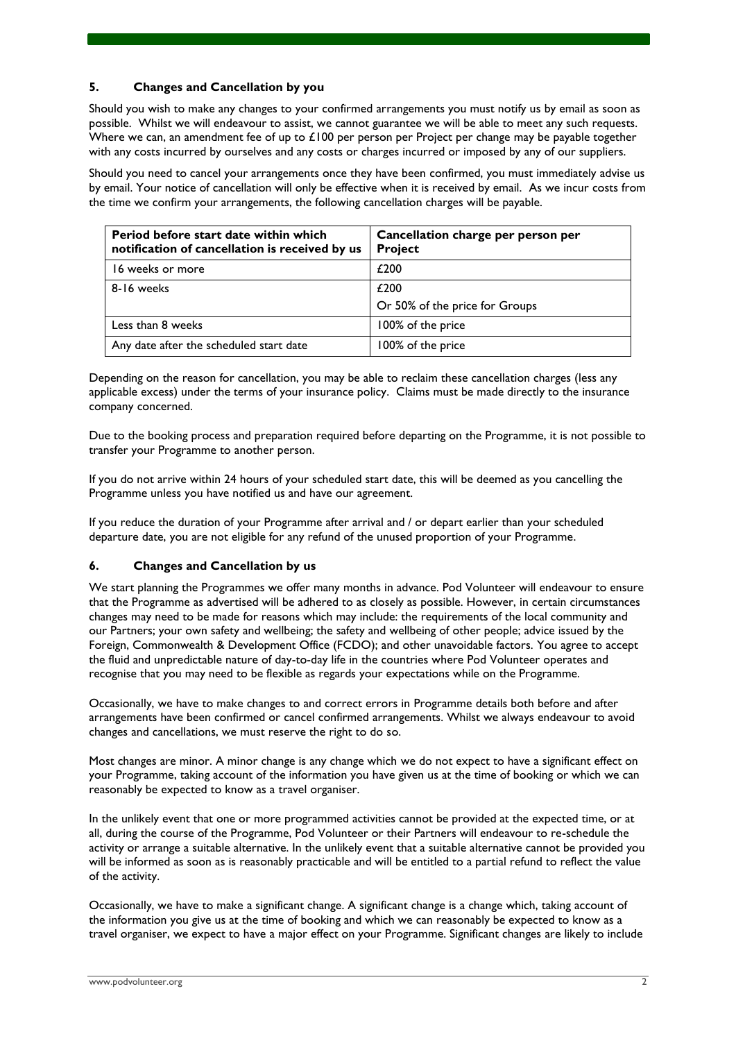## 5. Changes and Cancellation by you

Should you wish to make any changes to your confirmed arrangements you must notify us by email as soon as possible. Whilst we will endeavour to assist, we cannot guarantee we will be able to meet any such requests. Where we can, an amendment fee of up to £100 per person per Project per change may be payable together with any costs incurred by ourselves and any costs or charges incurred or imposed by any of our suppliers.

Should you need to cancel your arrangements once they have been confirmed, you must immediately advise us by email. Your notice of cancellation will only be effective when it is received by email. As we incur costs from the time we confirm your arrangements, the following cancellation charges will be payable.

| Period before start date within which notification of cancellation is received by us | Cancellation charge per person per Project |
| --- | --- |
| 16 weeks or more | £200 |
| 8-16 weeks | £200<br>Or 50% of the price for Groups |
| Less than 8 weeks | 100% of the price |
| Any date after the scheduled start date | 100% of the price |

Depending on the reason for cancellation, you may be able to reclaim these cancellation charges (less any applicable excess) under the terms of your insurance policy. Claims must be made directly to the insurance company concerned.

Due to the booking process and preparation required before departing on the Programme, it is not possible to transfer your Programme to another person.

If you do not arrive within 24 hours of your scheduled start date, this will be deemed as you cancelling the Programme unless you have notified us and have our agreement.

If you reduce the duration of your Programme after arrival and / or depart earlier than your scheduled departure date, you are not eligible for any refund of the unused proportion of your Programme.

## 6. Changes and Cancellation by us

We start planning the Programmes we offer many months in advance. Pod Volunteer will endeavour to ensure that the Programme as advertised will be adhered to as closely as possible. However, in certain circumstances changes may need to be made for reasons which may include: the requirements of the local community and our Partners; your own safety and wellbeing; the safety and wellbeing of other people; advice issued by the Foreign, Commonwealth & Development Office (FCDO); and other unavoidable factors. You agree to accept the fluid and unpredictable nature of day-to-day life in the countries where Pod Volunteer operates and recognise that you may need to be flexible as regards your expectations while on the Programme.

Occasionally, we have to make changes to and correct errors in Programme details both before and after arrangements have been confirmed or cancel confirmed arrangements. Whilst we always endeavour to avoid changes and cancellations, we must reserve the right to do so.

Most changes are minor. A minor change is any change which we do not expect to have a significant effect on your Programme, taking account of the information you have given us at the time of booking or which we can reasonably be expected to know as a travel organiser.

In the unlikely event that one or more programmed activities cannot be provided at the expected time, or at all, during the course of the Programme, Pod Volunteer or their Partners will endeavour to re-schedule the activity or arrange a suitable alternative. In the unlikely event that a suitable alternative cannot be provided you will be informed as soon as is reasonably practicable and will be entitled to a partial refund to reflect the value of the activity.

Occasionally, we have to make a significant change. A significant change is a change which, taking account of the information you give us at the time of booking and which we can reasonably be expected to know as a travel organiser, we expect to have a major effect on your Programme. Significant changes are likely to include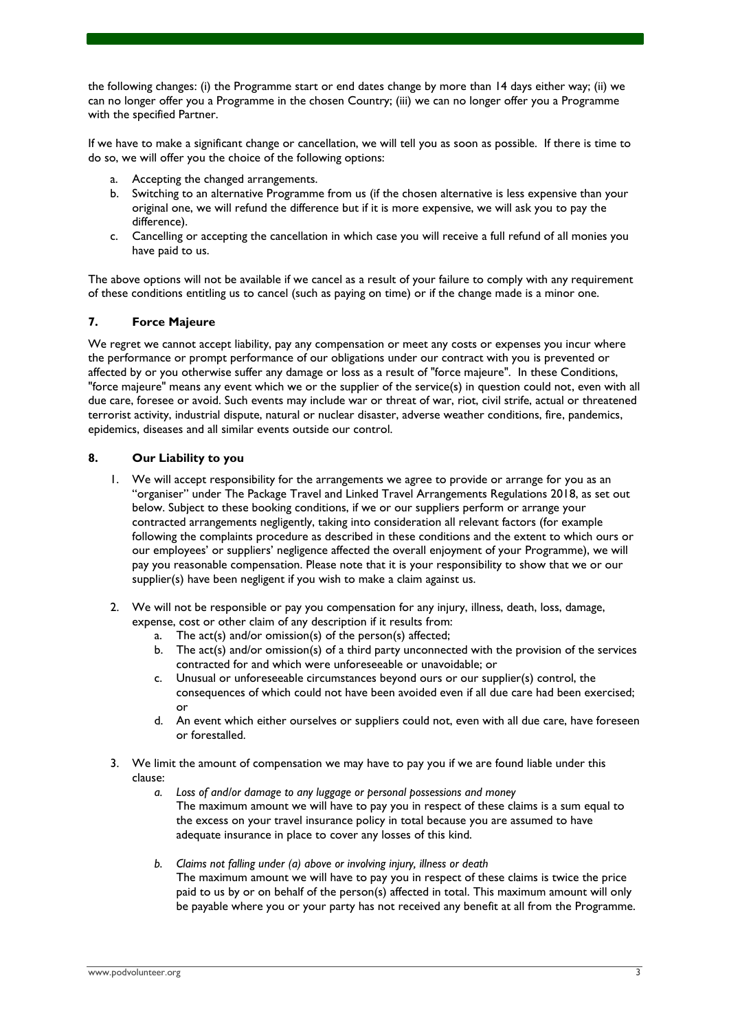the following changes: (i) the Programme start or end dates change by more than 14 days either way; (ii) we can no longer offer you a Programme in the chosen Country; (iii) we can no longer offer you a Programme with the specified Partner.

If we have to make a significant change or cancellation, we will tell you as soon as possible. If there is time to do so, we will offer you the choice of the following options:

a. Accepting the changed arrangements.
b. Switching to an alternative Programme from us (if the chosen alternative is less expensive than your original one, we will refund the difference but if it is more expensive, we will ask you to pay the difference).
c. Cancelling or accepting the cancellation in which case you will receive a full refund of all monies you have paid to us.

The above options will not be available if we cancel as a result of your failure to comply with any requirement of these conditions entitling us to cancel (such as paying on time) or if the change made is a minor one.

## 7. Force Majeure

We regret we cannot accept liability, pay any compensation or meet any costs or expenses you incur where the performance or prompt performance of our obligations under our contract with you is prevented or affected by or you otherwise suffer any damage or loss as a result of "force majeure". In these Conditions, "force majeure" means any event which we or the supplier of the service(s) in question could not, even with all due care, foresee or avoid. Such events may include war or threat of war, riot, civil strife, actual or threatened terrorist activity, industrial dispute, natural or nuclear disaster, adverse weather conditions, fire, pandemics, epidemics, diseases and all similar events outside our control.

## 8. Our Liability to you

1. We will accept responsibility for the arrangements we agree to provide or arrange for you as an "organiser" under The Package Travel and Linked Travel Arrangements Regulations 2018, as set out below. Subject to these booking conditions, if we or our suppliers perform or arrange your contracted arrangements negligently, taking into consideration all relevant factors (for example following the complaints procedure as described in these conditions and the extent to which ours or our employees' or suppliers' negligence affected the overall enjoyment of your Programme), we will pay you reasonable compensation. Please note that it is your responsibility to show that we or our supplier(s) have been negligent if you wish to make a claim against us.

2. We will not be responsible or pay you compensation for any injury, illness, death, loss, damage, expense, cost or other claim of any description if it results from:
   a. The act(s) and/or omission(s) of the person(s) affected;
   b. The act(s) and/or omission(s) of a third party unconnected with the provision of the services contracted for and which were unforeseeable or unavoidable; or
   c. Unusual or unforeseeable circumstances beyond ours or our supplier(s) control, the consequences of which could not have been avoided even if all due care had been exercised; or
   d. An event which either ourselves or suppliers could not, even with all due care, have foreseen or forestalled.

3. We limit the amount of compensation we may have to pay you if we are found liable under this clause:
   a. *Loss of and/or damage to any luggage or personal possessions and money*
      The maximum amount we will have to pay you in respect of these claims is a sum equal to the excess on your travel insurance policy in total because you are assumed to have adequate insurance in place to cover any losses of this kind.

   b. *Claims not falling under (a) above or involving injury, illness or death*
      The maximum amount we will have to pay you in respect of these claims is twice the price paid to us by or on behalf of the person(s) affected in total. This maximum amount will only be payable where you or your party has not received any benefit at all from the Programme.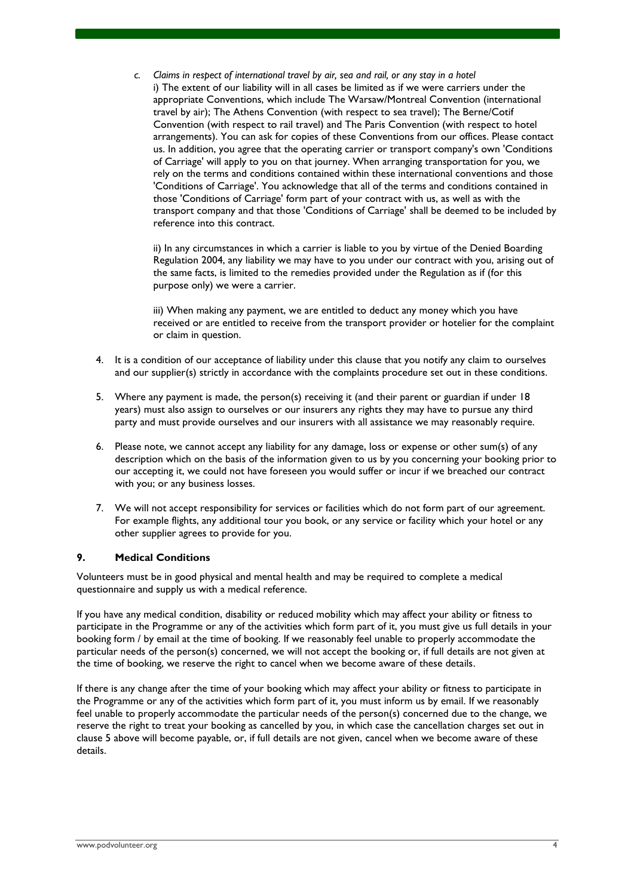c. *Claims in respect of international travel by air, sea and rail, or any stay in a hotel*

   i) The extent of our liability will in all cases be limited as if we were carriers under the appropriate Conventions, which include The Warsaw/Montreal Convention (international travel by air); The Athens Convention (with respect to sea travel); The Berne/Cotif Convention (with respect to rail travel) and The Paris Convention (with respect to hotel arrangements). You can ask for copies of these Conventions from our offices. Please contact us. In addition, you agree that the operating carrier or transport company's own 'Conditions of Carriage' will apply to you on that journey. When arranging transportation for you, we rely on the terms and conditions contained within these international conventions and those 'Conditions of Carriage'. You acknowledge that all of the terms and conditions contained in those 'Conditions of Carriage' form part of your contract with us, as well as with the transport company and that those 'Conditions of Carriage' shall be deemed to be included by reference into this contract.

   ii) In any circumstances in which a carrier is liable to you by virtue of the Denied Boarding Regulation 2004, any liability we may have to you under our contract with you, arising out of the same facts, is limited to the remedies provided under the Regulation as if (for this purpose only) we were a carrier.

   iii) When making any payment, we are entitled to deduct any money which you have received or are entitled to receive from the transport provider or hotelier for the complaint or claim in question.

4. It is a condition of our acceptance of liability under this clause that you notify any claim to ourselves and our supplier(s) strictly in accordance with the complaints procedure set out in these conditions.

5. Where any payment is made, the person(s) receiving it (and their parent or guardian if under 18 years) must also assign to ourselves or our insurers any rights they may have to pursue any third party and must provide ourselves and our insurers with all assistance we may reasonably require.

6. Please note, we cannot accept any liability for any damage, loss or expense or other sum(s) of any description which on the basis of the information given to us by you concerning your booking prior to our accepting it, we could not have foreseen you would suffer or incur if we breached our contract with you; or any business losses.

7. We will not accept responsibility for services or facilities which do not form part of our agreement. For example flights, any additional tour you book, or any service or facility which your hotel or any other supplier agrees to provide for you.

## 9. Medical Conditions

Volunteers must be in good physical and mental health and may be required to complete a medical questionnaire and supply us with a medical reference.

If you have any medical condition, disability or reduced mobility which may affect your ability or fitness to participate in the Programme or any of the activities which form part of it, you must give us full details in your booking form / by email at the time of booking. If we reasonably feel unable to properly accommodate the particular needs of the person(s) concerned, we will not accept the booking or, if full details are not given at the time of booking, we reserve the right to cancel when we become aware of these details.

If there is any change after the time of your booking which may affect your ability or fitness to participate in the Programme or any of the activities which form part of it, you must inform us by email. If we reasonably feel unable to properly accommodate the particular needs of the person(s) concerned due to the change, we reserve the right to treat your booking as cancelled by you, in which case the cancellation charges set out in clause 5 above will become payable, or, if full details are not given, cancel when we become aware of these details.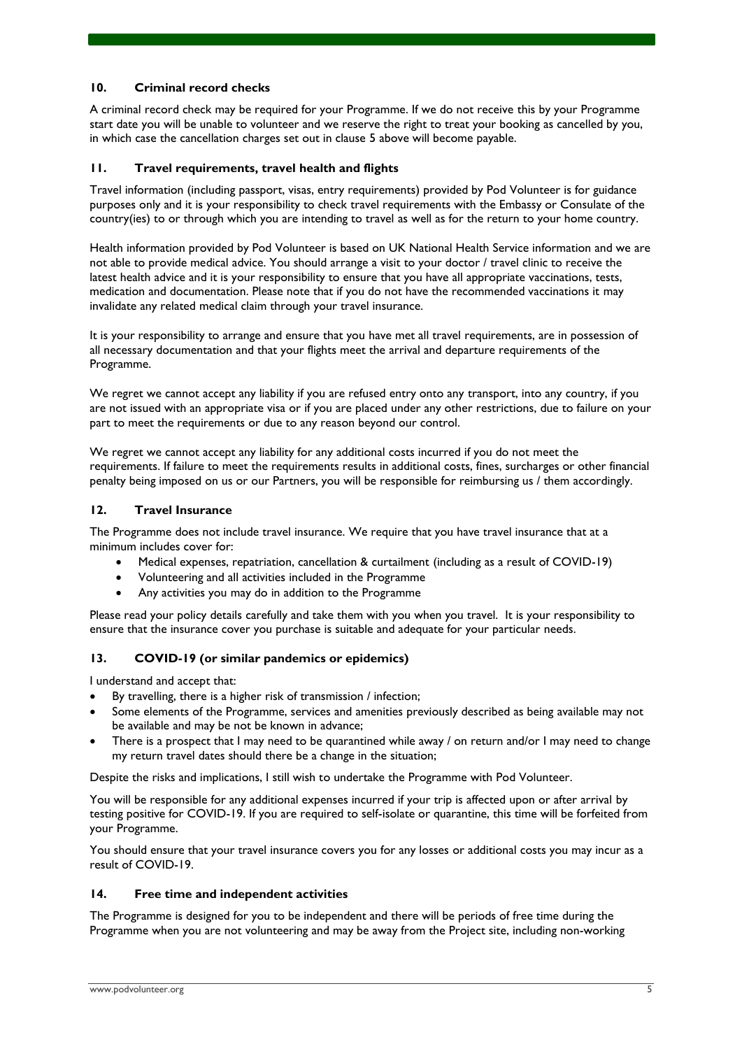## 10. Criminal record checks

A criminal record check may be required for your Programme. If we do not receive this by your Programme start date you will be unable to volunteer and we reserve the right to treat your booking as cancelled by you, in which case the cancellation charges set out in clause 5 above will become payable.

## 11. Travel requirements, travel health and flights

Travel information (including passport, visas, entry requirements) provided by Pod Volunteer is for guidance purposes only and it is your responsibility to check travel requirements with the Embassy or Consulate of the country(ies) to or through which you are intending to travel as well as for the return to your home country.

Health information provided by Pod Volunteer is based on UK National Health Service information and we are not able to provide medical advice. You should arrange a visit to your doctor / travel clinic to receive the latest health advice and it is your responsibility to ensure that you have all appropriate vaccinations, tests, medication and documentation. Please note that if you do not have the recommended vaccinations it may invalidate any related medical claim through your travel insurance.

It is your responsibility to arrange and ensure that you have met all travel requirements, are in possession of all necessary documentation and that your flights meet the arrival and departure requirements of the Programme.

We regret we cannot accept any liability if you are refused entry onto any transport, into any country, if you are not issued with an appropriate visa or if you are placed under any other restrictions, due to failure on your part to meet the requirements or due to any reason beyond our control.

We regret we cannot accept any liability for any additional costs incurred if you do not meet the requirements. If failure to meet the requirements results in additional costs, fines, surcharges or other financial penalty being imposed on us or our Partners, you will be responsible for reimbursing us / them accordingly.

## 12. Travel Insurance

The Programme does not include travel insurance. We require that you have travel insurance that at a minimum includes cover for:

- Medical expenses, repatriation, cancellation & curtailment (including as a result of COVID-19)
- Volunteering and all activities included in the Programme
- Any activities you may do in addition to the Programme

Please read your policy details carefully and take them with you when you travel. It is your responsibility to ensure that the insurance cover you purchase is suitable and adequate for your particular needs.

## 13. COVID-19 (or similar pandemics or epidemics)

I understand and accept that:

- By travelling, there is a higher risk of transmission / infection;
- Some elements of the Programme, services and amenities previously described as being available may not be available and may be not be known in advance;
- There is a prospect that I may need to be quarantined while away / on return and/or I may need to change my return travel dates should there be a change in the situation;

Despite the risks and implications, I still wish to undertake the Programme with Pod Volunteer.

You will be responsible for any additional expenses incurred if your trip is affected upon or after arrival by testing positive for COVID-19. If you are required to self-isolate or quarantine, this time will be forfeited from your Programme.

You should ensure that your travel insurance covers you for any losses or additional costs you may incur as a result of COVID-19.

## 14. Free time and independent activities

The Programme is designed for you to be independent and there will be periods of free time during the Programme when you are not volunteering and may be away from the Project site, including non-working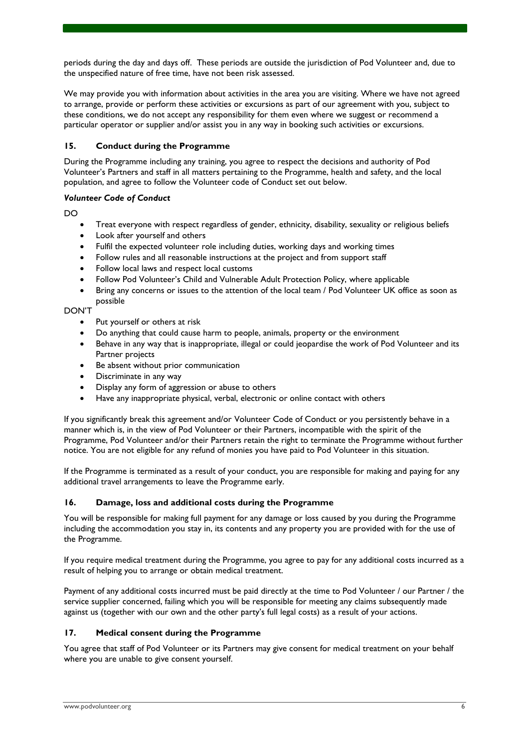periods during the day and days off. These periods are outside the jurisdiction of Pod Volunteer and, due to the unspecified nature of free time, have not been risk assessed.

We may provide you with information about activities in the area you are visiting. Where we have not agreed to arrange, provide or perform these activities or excursions as part of our agreement with you, subject to these conditions, we do not accept any responsibility for them even where we suggest or recommend a particular operator or supplier and/or assist you in any way in booking such activities or excursions.

## 15. Conduct during the Programme

During the Programme including any training, you agree to respect the decisions and authority of Pod Volunteer's Partners and staff in all matters pertaining to the Programme, health and safety, and the local population, and agree to follow the Volunteer code of Conduct set out below.

***Volunteer Code of Conduct***

DO

- Treat everyone with respect regardless of gender, ethnicity, disability, sexuality or religious beliefs
- Look after yourself and others
- Fulfil the expected volunteer role including duties, working days and working times
- Follow rules and all reasonable instructions at the project and from support staff
- Follow local laws and respect local customs
- Follow Pod Volunteer's Child and Vulnerable Adult Protection Policy, where applicable
- Bring any concerns or issues to the attention of the local team / Pod Volunteer UK office as soon as possible

DON'T

- Put yourself or others at risk
- Do anything that could cause harm to people, animals, property or the environment
- Behave in any way that is inappropriate, illegal or could jeopardise the work of Pod Volunteer and its Partner projects
- Be absent without prior communication
- Discriminate in any way
- Display any form of aggression or abuse to others
- Have any inappropriate physical, verbal, electronic or online contact with others

If you significantly break this agreement and/or Volunteer Code of Conduct or you persistently behave in a manner which is, in the view of Pod Volunteer or their Partners, incompatible with the spirit of the Programme, Pod Volunteer and/or their Partners retain the right to terminate the Programme without further notice. You are not eligible for any refund of monies you have paid to Pod Volunteer in this situation.

If the Programme is terminated as a result of your conduct, you are responsible for making and paying for any additional travel arrangements to leave the Programme early.

## 16. Damage, loss and additional costs during the Programme

You will be responsible for making full payment for any damage or loss caused by you during the Programme including the accommodation you stay in, its contents and any property you are provided with for the use of the Programme.

If you require medical treatment during the Programme, you agree to pay for any additional costs incurred as a result of helping you to arrange or obtain medical treatment.

Payment of any additional costs incurred must be paid directly at the time to Pod Volunteer / our Partner / the service supplier concerned, failing which you will be responsible for meeting any claims subsequently made against us (together with our own and the other party's full legal costs) as a result of your actions.

## 17. Medical consent during the Programme

You agree that staff of Pod Volunteer or its Partners may give consent for medical treatment on your behalf where you are unable to give consent yourself.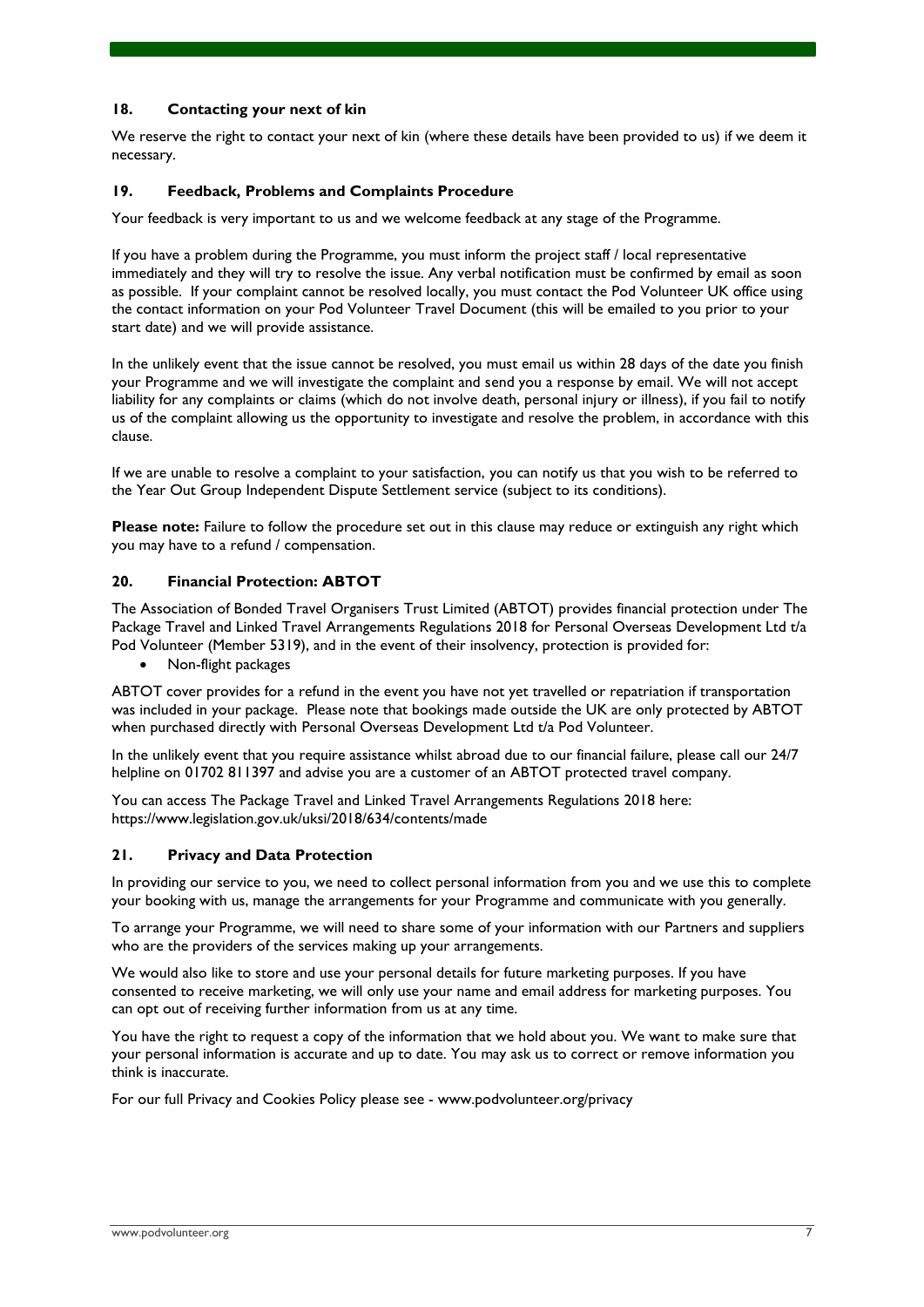### 18. Contacting your next of kin

We reserve the right to contact your next of kin (where these details have been provided to us) if we deem it necessary.

### 19. Feedback, Problems and Complaints Procedure

Your feedback is very important to us and we welcome feedback at any stage of the Programme.

If you have a problem during the Programme, you must inform the project staff / local representative immediately and they will try to resolve the issue. Any verbal notification must be confirmed by email as soon as possible. If your complaint cannot be resolved locally, you must contact the Pod Volunteer UK office using the contact information on your Pod Volunteer Travel Document (this will be emailed to you prior to your start date) and we will provide assistance.

In the unlikely event that the issue cannot be resolved, you must email us within 28 days of the date you finish your Programme and we will investigate the complaint and send you a response by email. We will not accept liability for any complaints or claims (which do not involve death, personal injury or illness), if you fail to notify us of the complaint allowing us the opportunity to investigate and resolve the problem, in accordance with this clause.

If we are unable to resolve a complaint to your satisfaction, you can notify us that you wish to be referred to the Year Out Group Independent Dispute Settlement service (subject to its conditions).

**Please note:** Failure to follow the procedure set out in this clause may reduce or extinguish any right which you may have to a refund / compensation.

### 20. Financial Protection: ABTOT

The Association of Bonded Travel Organisers Trust Limited (ABTOT) provides financial protection under The Package Travel and Linked Travel Arrangements Regulations 2018 for Personal Overseas Development Ltd t/a Pod Volunteer (Member 5319), and in the event of their insolvency, protection is provided for:

- Non-flight packages

ABTOT cover provides for a refund in the event you have not yet travelled or repatriation if transportation was included in your package. Please note that bookings made outside the UK are only protected by ABTOT when purchased directly with Personal Overseas Development Ltd t/a Pod Volunteer.

In the unlikely event that you require assistance whilst abroad due to our financial failure, please call our 24/7 helpline on 01702 811397 and advise you are a customer of an ABTOT protected travel company.

You can access The Package Travel and Linked Travel Arrangements Regulations 2018 here: https://www.legislation.gov.uk/uksi/2018/634/contents/made

### 21. Privacy and Data Protection

In providing our service to you, we need to collect personal information from you and we use this to complete your booking with us, manage the arrangements for your Programme and communicate with you generally.

To arrange your Programme, we will need to share some of your information with our Partners and suppliers who are the providers of the services making up your arrangements.

We would also like to store and use your personal details for future marketing purposes. If you have consented to receive marketing, we will only use your name and email address for marketing purposes. You can opt out of receiving further information from us at any time.

You have the right to request a copy of the information that we hold about you. We want to make sure that your personal information is accurate and up to date. You may ask us to correct or remove information you think is inaccurate.

For our full Privacy and Cookies Policy please see - www.podvolunteer.org/privacy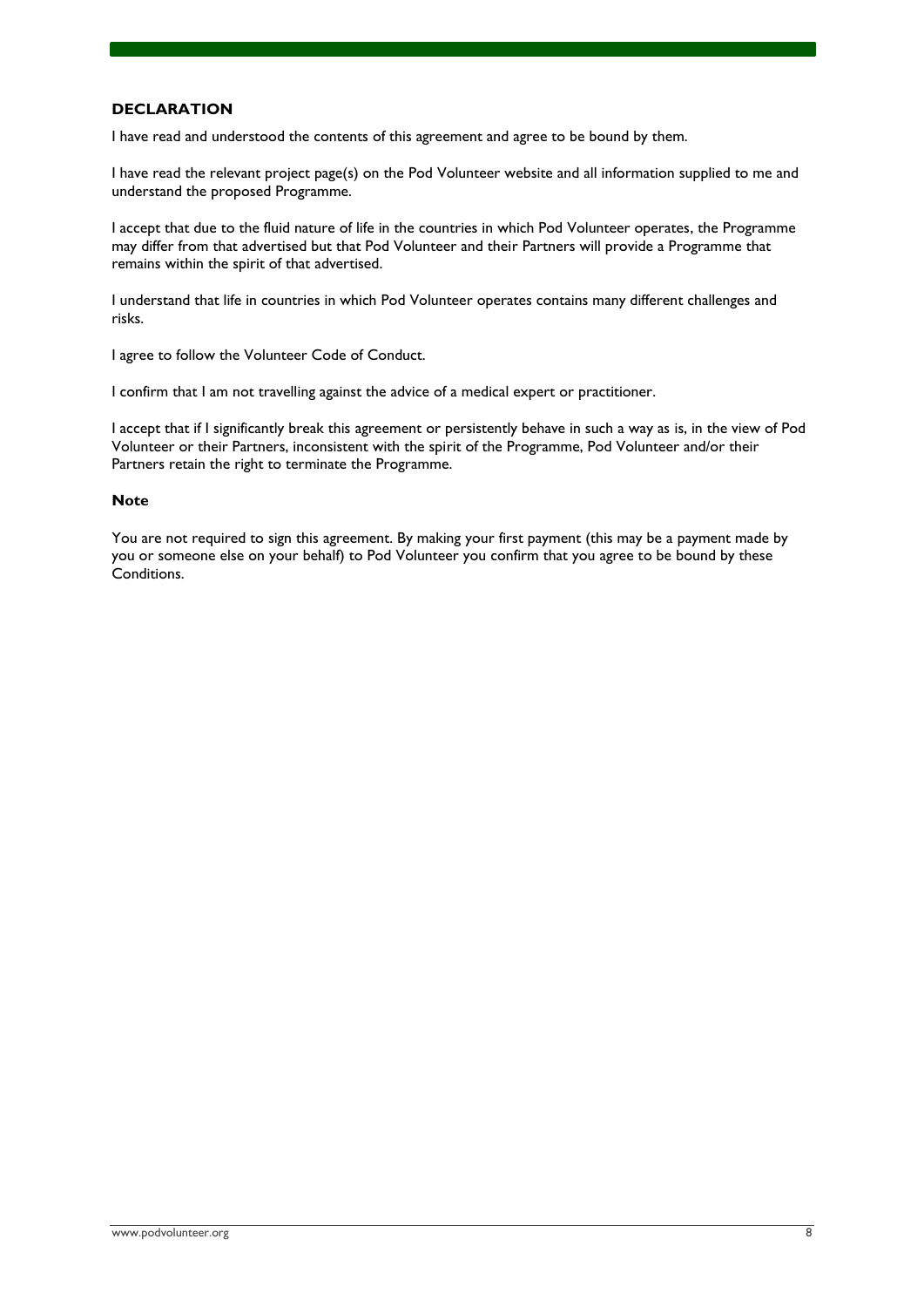## DECLARATION

I have read and understood the contents of this agreement and agree to be bound by them.

I have read the relevant project page(s) on the Pod Volunteer website and all information supplied to me and understand the proposed Programme.

I accept that due to the fluid nature of life in the countries in which Pod Volunteer operates, the Programme may differ from that advertised but that Pod Volunteer and their Partners will provide a Programme that remains within the spirit of that advertised.

I understand that life in countries in which Pod Volunteer operates contains many different challenges and risks.

I agree to follow the Volunteer Code of Conduct.

I confirm that I am not travelling against the advice of a medical expert or practitioner.

I accept that if I significantly break this agreement or persistently behave in such a way as is, in the view of Pod Volunteer or their Partners, inconsistent with the spirit of the Programme, Pod Volunteer and/or their Partners retain the right to terminate the Programme.

### Note

You are not required to sign this agreement. By making your first payment (this may be a payment made by you or someone else on your behalf) to Pod Volunteer you confirm that you agree to be bound by these Conditions.